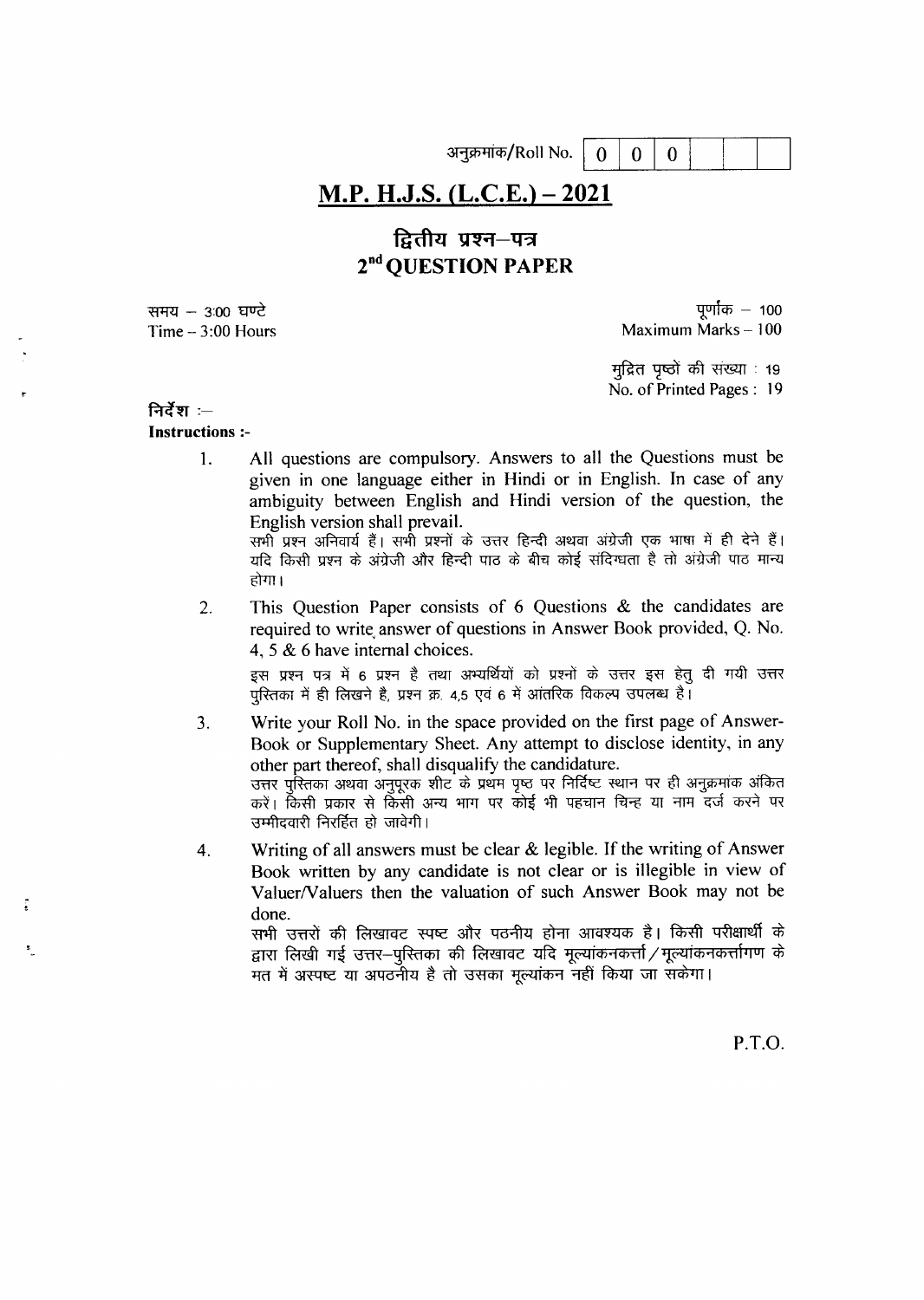अनुक्रमांक/Roll No. | 0 | 0 | 0 | | | |

# M.P. H.J.S. (L.C.E.) – 2021

## द्वितीय प्रश्न–पत्र
## 2nd QUESTION PAPER

समय – 3:00 घण्टे
Time – 3:00 Hours

पूर्णांक – 100
Maximum Marks – 100

मुद्रित पृष्ठों की संख्या : 19
No. of Printed Pages : 19

**निर्देश :–**
**Instructions :-**

1. All questions are compulsory. Answers to all the Questions must be given in one language either in Hindi or in English. In case of any ambiguity between English and Hindi version of the question, the English version shall prevail.
   सभी प्रश्न अनिवार्य हैं। सभी प्रश्नों के उत्तर हिन्दी अथवा अंग्रेजी एक भाषा में ही देने हैं। यदि किसी प्रश्न के अंग्रेजी और हिन्दी पाठ के बीच कोई संदिग्धता है तो अंग्रेजी पाठ मान्य होगा।

2. This Question Paper consists of 6 Questions & the candidates are required to write answer of questions in Answer Book provided, Q. No. 4, 5 & 6 have internal choices.
   इस प्रश्न पत्र में 6 प्रश्न है तथा अभ्यर्थियों को प्रश्नों के उत्तर इस हेतु दी गयी उत्तर पुस्तिका में ही लिखने है, प्रश्न क्र. 4,5 एवं 6 में आंतरिक विकल्प उपलब्ध है।

3. Write your Roll No. in the space provided on the first page of Answer-Book or Supplementary Sheet. Any attempt to disclose identity, in any other part thereof, shall disqualify the candidature.
   उत्तर पुस्तिका अथवा अनुपूरक शीट के प्रथम पृष्ठ पर निर्दिष्ट स्थान पर ही अनुक्रमांक अंकित करें। किसी प्रकार से किसी अन्य भाग पर कोई भी पहचान चिन्ह या नाम दर्ज करने पर उम्मीदवारी निरर्हित हो जावेगी।

4. Writing of all answers must be clear & legible. If the writing of Answer Book written by any candidate is not clear or is illegible in view of Valuer/Valuers then the valuation of such Answer Book may not be done.
   सभी उत्तरों की लिखावट स्पष्ट और पठनीय होना आवश्यक है। किसी परीक्षार्थी के द्वारा लिखी गई उत्तर–पुस्तिका की लिखावट यदि मूल्यांकनकर्ता/मूल्यांकनकर्त्तागण के मत में अस्पष्ट या अपठनीय है तो उसका मूल्यांकन नहीं किया जा सकेगा।

P.T.O.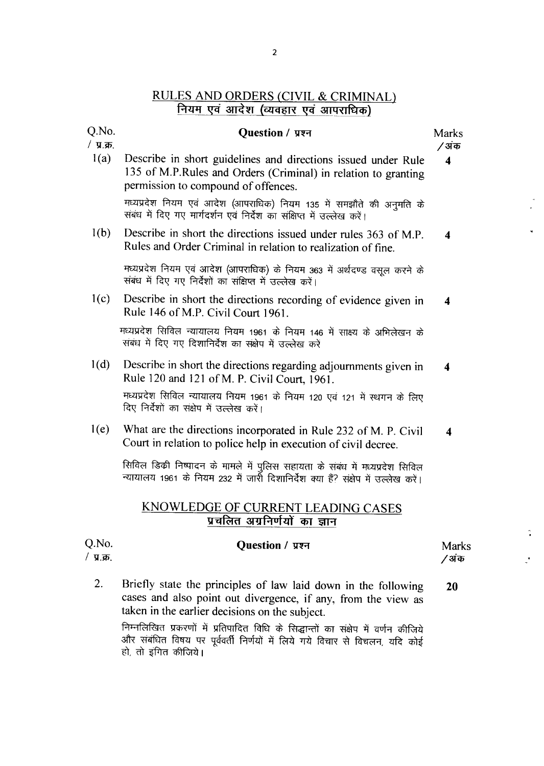## RULES AND ORDERS (CIVIL & CRIMINAL)
## नियम एवं आदेश (व्यवहार एवं आपराधिक)

| Q.No. / प्र.क्र. | Question / प्रश्न | Marks / अंक |
|---|---|---|
| 1(a) | Describe in short guidelines and directions issued under Rule 135 of M.P.Rules and Orders (Criminal) in relation to granting permission to compound of offences.<br><br>मध्यप्रदेश नियम एवं आदेश (आपराधिक) नियम 135 में समझौते की अनुमति के संबंध में दिए गए मार्गदर्शन एवं निर्देश का संक्षिप्त में उल्लेख करें। | 4 |
| 1(b) | Describe in short the directions issued under rules 363 of M.P. Rules and Order Criminal in relation to realization of fine.<br><br>मध्यप्रदेश नियम एवं आदेश (आपराधिक) के नियम 363 में अर्थदण्ड वसूल करने के संबंध में दिए गए निर्देशों का संक्षिप्त में उल्लेख करें। | 4 |
| 1(c) | Describe in short the directions recording of evidence given in Rule 146 of M.P. Civil Court 1961.<br><br>मध्यप्रदेश सिविल न्यायालय नियम 1961 के नियम 146 में साक्ष्य के अभिलेखन के संबंध में दिए गए दिशानिर्देश का संक्षेप में उल्लेख करें | 4 |
| 1(d) | Describe in short the directions regarding adjournments given in Rule 120 and 121 of M. P. Civil Court, 1961.<br><br>मध्यप्रदेश सिविल न्यायालय नियम 1961 के नियम 120 एवं 121 में स्थगन के लिए दिए निर्देशों का संक्षेप में उल्लेख करें। | 4 |
| 1(e) | What are the directions incorporated in Rule 232 of M. P. Civil Court in relation to police help in execution of civil decree.<br><br>सिविल डिक्री निष्पादन के मामले में पुलिस सहायता के संबंध में मध्यप्रदेश सिविल न्यायालय 1961 के नियम 232 में जारी दिशानिर्देश क्या हैं? संक्षेप में उल्लेख करें। | 4 |

## KNOWLEDGE OF CURRENT LEADING CASES
## प्रचलित अग्रनिर्णयों का ज्ञान

| Q.No. / प्र.क्र. | Question / प्रश्न | Marks / अंक |
|---|---|---|
| 2. | Briefly state the principles of law laid down in the following cases and also point out divergence, if any, from the view as taken in the earlier decisions on the subject.<br><br>निम्नलिखित प्रकरणों में प्रतिपादित विधि के सिद्धान्तों का संक्षेप में वर्णन कीजिये और संबंधित विषय पर पूर्ववर्ती निर्णयों में लिये गये विचार से विचलन, यदि कोई हो, तो इंगित कीजिये। | 20 |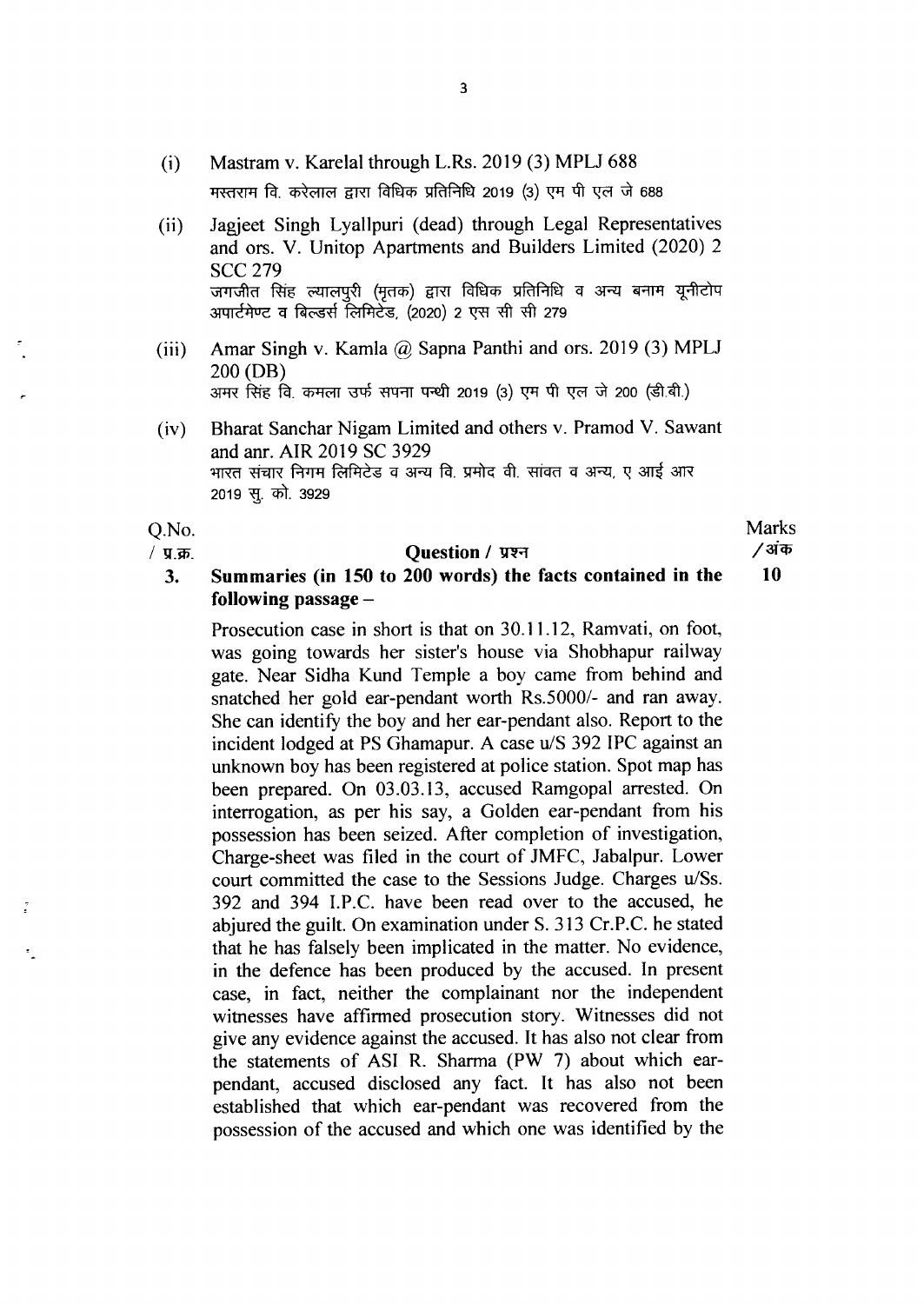(i) Mastram v. Karelal through L.Rs. 2019 (3) MPLJ 688
मस्तराम वि. करेलाल द्वारा विधिक प्रतिनिधि 2019 (3) एम पी एल जे 688

(ii) Jagjeet Singh Lyallpuri (dead) through Legal Representatives and ors. V. Unitop Apartments and Builders Limited (2020) 2 SCC 279
जगजीत सिंह ल्यालपुरी (मृतक) द्वारा विधिक प्रतिनिधि व अन्य बनाम यूनीटोप अपार्टमेण्ट व बिल्डर्स लिमिटेड, (2020) 2 एस सी सी 279

(iii) Amar Singh v. Kamla @ Sapna Panthi and ors. 2019 (3) MPLJ 200 (DB)
अमर सिंह वि. कमला उर्फ सपना पन्थी 2019 (3) एम पी एल जे 200 (डी.बी.)

(iv) Bharat Sanchar Nigam Limited and others v. Pramod V. Sawant and anr. AIR 2019 SC 3929
भारत संचार निगम लिमिटेड व अन्य वि. प्रमोद वी. सांवत व अन्य, ए आई आर 2019 सु. को. 3929

| Q.No. / प्र.क्र. | Question / प्रश्न | Marks / अंक |
|---|---|---|
| 3. | **Summaries (in 150 to 200 words) the facts contained in the following passage –** | **10** |

Prosecution case in short is that on 30.11.12, Ramvati, on foot, was going towards her sister's house via Shobhapur railway gate. Near Sidha Kund Temple a boy came from behind and snatched her gold ear-pendant worth Rs.5000/- and ran away. She can identify the boy and her ear-pendant also. Report to the incident lodged at PS Ghamapur. A case u/S 392 IPC against an unknown boy has been registered at police station. Spot map has been prepared. On 03.03.13, accused Ramgopal arrested. On interrogation, as per his say, a Golden ear-pendant from his possession has been seized. After completion of investigation, Charge-sheet was filed in the court of JMFC, Jabalpur. Lower court committed the case to the Sessions Judge. Charges u/Ss. 392 and 394 I.P.C. have been read over to the accused, he abjured the guilt. On examination under S. 313 Cr.P.C. he stated that he has falsely been implicated in the matter. No evidence, in the defence has been produced by the accused. In present case, in fact, neither the complainant nor the independent witnesses have affirmed prosecution story. Witnesses did not give any evidence against the accused. It has also not clear from the statements of ASI R. Sharma (PW 7) about which ear-pendant, accused disclosed any fact. It has also not been established that which ear-pendant was recovered from the possession of the accused and which one was identified by the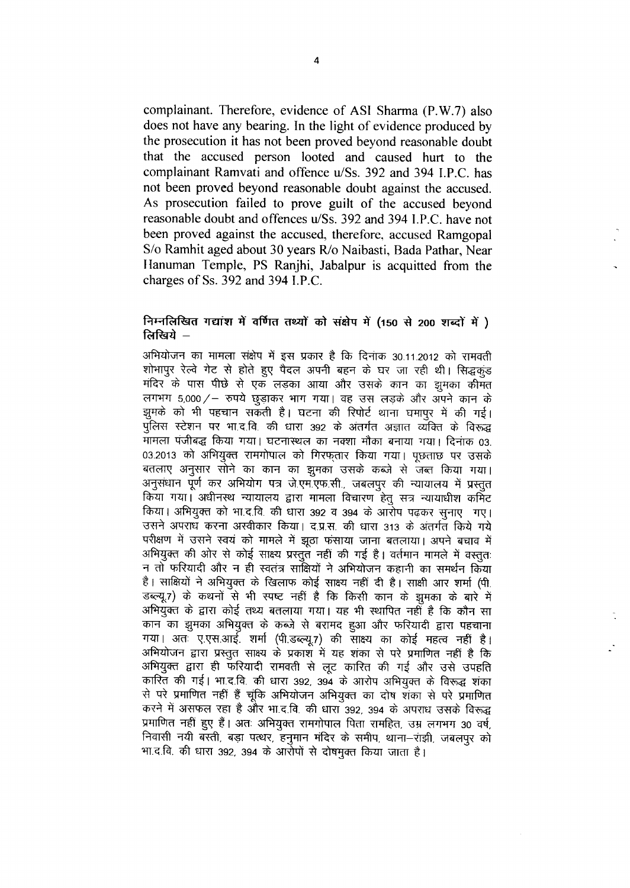complainant. Therefore, evidence of ASI Sharma (P.W.7) also does not have any bearing. In the light of evidence produced by the prosecution it has not been proved beyond reasonable doubt that the accused person looted and caused hurt to the complainant Ramvati and offence u/Ss. 392 and 394 I.P.C. has not been proved beyond reasonable doubt against the accused. As prosecution failed to prove guilt of the accused beyond reasonable doubt and offences u/Ss. 392 and 394 I.P.C. have not been proved against the accused, therefore, accused Ramgopal S/o Ramhit aged about 30 years R/o Naibasti, Bada Pathar, Near Hanuman Temple, PS Ranjhi, Jabalpur is acquitted from the charges of Ss. 392 and 394 I.P.C.

**निम्नलिखित गद्यांश में वर्णित तथ्यों को संक्षेप में (150 से 200 शब्दों में ) लिखिये –**

अभियोजन का मामला संक्षेप में इस प्रकार है कि दिनांक 30.11.2012 को रामवती शोभापुर रेल्वे गेट से होते हुए पैदल अपनी बहन के घर जा रही थी। सिद्धकुंड मंदिर के पास पीछे से एक लड़का आया और उसके कान का झुमका कीमत लगभग 5,000/– रुपये छुड़ाकर भाग गया। वह उस लड़के और अपने कान के झुमके को भी पहचान सकती है। घटना की रिपोर्ट थाना घमापुर में की गई। पुलिस स्टेशन पर भा.द.वि. की धारा 392 के अंतर्गत अज्ञात व्यक्ति के विरूद्ध मामला पंजीबद्ध किया गया। घटनास्थल का नक्शा मौका बनाया गया। दिनांक 03.03.2013 को अभियुक्त रामगोपाल को गिरफ्तार किया गया। पूछताछ पर उसके बतलाए अनुसार सोने का कान का झुमका उसके कब्जे से जब्त किया गया। अनुसंधान पूर्ण कर अभियोग पत्र जे.एम.एफ.सी., जबलपुर की न्यायालय में प्रस्तुत किया गया। अधीनस्थ न्यायालय द्वारा मामला विचारण हेतु सत्र न्यायाधीश कमिट किया। अभियुक्त को भा.द.वि. की धारा 392 व 394 के आरोप पढ़कर सुनाए गए। उसने अपराध करना अस्वीकार किया। द.प्र.स. की धारा 313 के अंतर्गत किये गये परीक्षण में उसने स्वयं को मामले में झूठा फंसाया जाना बतलाया। अपने बचाव में अभियुक्त की ओर से कोई साक्ष्य प्रस्तुत नही की गई है। वर्तमान मामले में वस्तुतः न तो फरियादी और न ही स्वतंत्र साक्षियों ने अभियोजन कहानी का समर्थन किया है। साक्षियों ने अभियुक्त के खिलाफ कोई साक्ष्य नहीं दी है। साक्षी आर शर्मा (पी. डब्ल्यू.7) के कथनों से भी स्पष्ट नहीं है कि किसी कान के झुमका के बारे में अभियुक्त के द्वारा कोई तथ्य बतलाया गया। यह भी स्थापित नहीं है कि कौन सा कान का झुमका अभियुक्त के कब्जे से बरामद हुआ और फरियादी द्वारा पहचाना गया। अतः ए.एस.आई. शर्मा (पी.डब्ल्यू.7) की साक्ष्य का कोई महत्व नहीं है। अभियोजन द्वारा प्रस्तुत साक्ष्य के प्रकाश में यह शंका से परे प्रमाणित नहीं है कि अभियुक्त द्वारा ही फरियादी रामवती से लूट कारित की गई और उसे उपहति कारित की गई। भा.द.वि. की धारा 392, 394 के आरोप अभियुक्त के विरूद्ध शंका से परे प्रमाणित नहीं हैं चूंकि अभियोजन अभियुक्त का दोष शंका से परे प्रमाणित करने में असफल रहा है और भा.द.वि. की धारा 392, 394 के अपराध उसके विरूद्ध प्रमाणित नहीं हुए हैं। अतः अभियुक्त रामगोपाल पिता रामहित, उम्र लगभग 30 वर्ष, निवासी नयी बस्ती, बड़ा पत्थर, हनुमान मंदिर के समीप, थाना–रांझी, जबलपुर को भा.द.वि. की धारा 392, 394 के आरोपों से दोषमुक्त किया जाता है।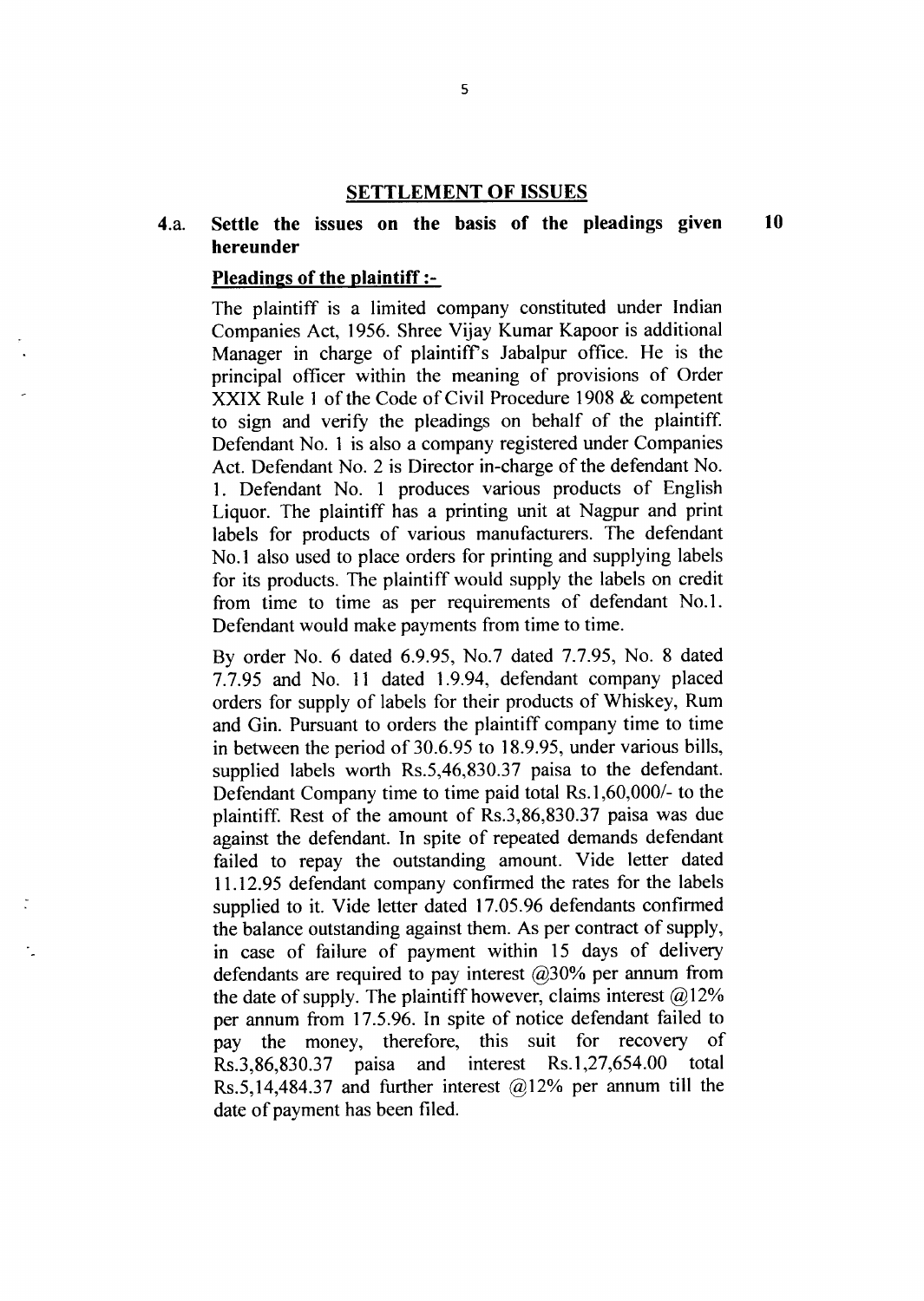## SETTLEMENT OF ISSUES

**4.a. Settle the issues on the basis of the pleadings given hereunder** **10**

**Pleadings of the plaintiff :-**

The plaintiff is a limited company constituted under Indian Companies Act, 1956. Shree Vijay Kumar Kapoor is additional Manager in charge of plaintiff's Jabalpur office. He is the principal officer within the meaning of provisions of Order XXIX Rule 1 of the Code of Civil Procedure 1908 & competent to sign and verify the pleadings on behalf of the plaintiff. Defendant No. 1 is also a company registered under Companies Act. Defendant No. 2 is Director in-charge of the defendant No. 1. Defendant No. 1 produces various products of English Liquor. The plaintiff has a printing unit at Nagpur and print labels for products of various manufacturers. The defendant No.1 also used to place orders for printing and supplying labels for its products. The plaintiff would supply the labels on credit from time to time as per requirements of defendant No.1. Defendant would make payments from time to time.

By order No. 6 dated 6.9.95, No.7 dated 7.7.95, No. 8 dated 7.7.95 and No. 11 dated 1.9.94, defendant company placed orders for supply of labels for their products of Whiskey, Rum and Gin. Pursuant to orders the plaintiff company time to time in between the period of 30.6.95 to 18.9.95, under various bills, supplied labels worth Rs.5,46,830.37 paisa to the defendant. Defendant Company time to time paid total Rs.1,60,000/- to the plaintiff. Rest of the amount of Rs.3,86,830.37 paisa was due against the defendant. In spite of repeated demands defendant failed to repay the outstanding amount. Vide letter dated 11.12.95 defendant company confirmed the rates for the labels supplied to it. Vide letter dated 17.05.96 defendants confirmed the balance outstanding against them. As per contract of supply, in case of failure of payment within 15 days of delivery defendants are required to pay interest @30% per annum from the date of supply. The plaintiff however, claims interest @12% per annum from 17.5.96. In spite of notice defendant failed to pay the money, therefore, this suit for recovery of Rs.3,86,830.37 paisa and interest Rs.1,27,654.00 total Rs.5,14,484.37 and further interest @12% per annum till the date of payment has been filed.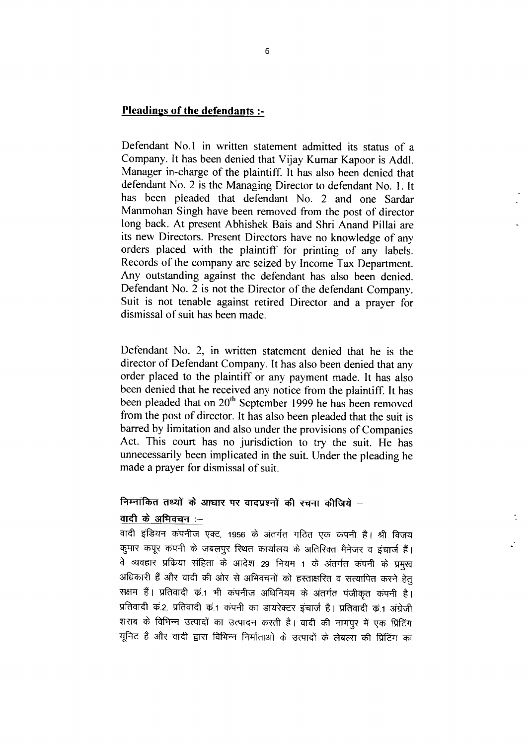## **Pleadings of the defendants :-**

Defendant No.1 in written statement admitted its status of a Company. It has been denied that Vijay Kumar Kapoor is Addl. Manager in-charge of the plaintiff. It has also been denied that defendant No. 2 is the Managing Director to defendant No. 1. It has been pleaded that defendant No. 2 and one Sardar Manmohan Singh have been removed from the post of director long back. At present Abhishek Bais and Shri Anand Pillai are its new Directors. Present Directors have no knowledge of any orders placed with the plaintiff for printing of any labels. Records of the company are seized by Income Tax Department. Any outstanding against the defendant has also been denied. Defendant No. 2 is not the Director of the defendant Company. Suit is not tenable against retired Director and a prayer for dismissal of suit has been made.

Defendant No. 2, in written statement denied that he is the director of Defendant Company. It has also been denied that any order placed to the plaintiff or any payment made. It has also been denied that he received any notice from the plaintiff. It has been pleaded that on 20th September 1999 he has been removed from the post of director. It has also been pleaded that the suit is barred by limitation and also under the provisions of Companies Act. This court has no jurisdiction to try the suit. He has unnecessarily been implicated in the suit. Under the pleading he made a prayer for dismissal of suit.

**निम्नांकित तथ्यों के आधार पर वादप्रश्नों की रचना कीजिये –**

**वादी के अभिवचन :–**

वादी इंडियन कंपनीज एक्ट, 1956 के अंतर्गत गठित एक कंपनी है। श्री विजय कुमार कपूर कंपनी के जबलपुर स्थित कार्यालय के अतिरिक्त मैनेजर व इंचार्ज हैं। वे व्यवहार प्रकिया संहिता के आदेश 29 नियम 1 के अंतर्गत कंपनी के प्रमुख अधिकारी हैं और वादी की ओर से अभिवचनों को हस्ताक्षरित व सत्यापित करने हेतु सक्षम हैं। प्रतिवादी क्रं.1 भी कंपनीज अधिनियम के अंतर्गत पंजीकृत कंपनी है। प्रतिवादी क्रं.2, प्रतिवादी क्रं.1 कंपनी का डायरेक्टर इंचार्ज है। प्रतिवादी क्रं.1 अंग्रेजी शराब के विभिन्न उत्पादों का उत्पादन करती है। वादी की नागपुर में एक प्रिंटिंग यूनिट है और वादी द्वारा विभिन्न निर्माताओं के उत्पादों के लेबल्स की प्रिंटिंग का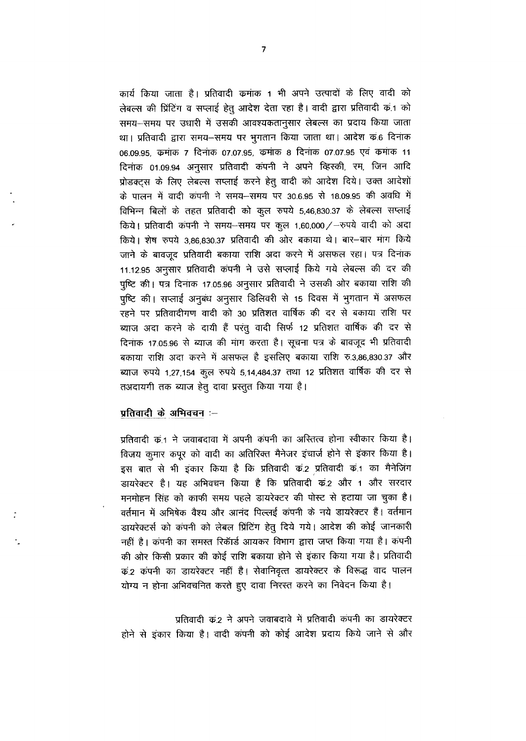कार्य किया जाता है। प्रतिवादी कमांक 1 भी अपने उत्पादों के लिए वादी को लेबल्स की प्रिंटिंग व सप्लाई हेतु आदेश देता रहा है। वादी द्वारा प्रतिवादी क्र.1 को समय–समय पर उधारी में उसकी आवश्यकतानुसार लेबल्स का प्रदाय किया जाता था। प्रतिवादी द्वारा समय–समय पर भुगतान किया जाता था। आदेश क्र.6 दिनांक 06.09.95, कमांक 7 दिनांक 07.07.95, कमांक 8 दिनांक 07.07.95 एवं कमांक 11 दिनांक 01.09.94 अनुसार प्रतिवादी कंपनी ने अपने व्हिस्की, रम, जिन आदि प्रोडक्ट्स के लिए लेबल्स सप्लाई करने हेतु वादी को आदेश दिये। उक्त आदेशों के पालन में वादी कंपनी ने समय–समय पर 30.6.95 से 18.09.95 की अवधि में विभिन्न बिलों के तहत प्रतिवादी को कुल रुपये 5,46,830.37 के लेबल्स सप्लाई किये। प्रतिवादी कंपनी ने समय–समय पर कुल 1,60,000/–रुपये वादी को अदा किये। शेष रुपये 3,86,830.37 प्रतिवादी की ओर बकाया थे। बार–बार मांग किये जाने के बावजूद प्रतिवादी बकाया राशि अदा करने में असफल रहा। पत्र दिनांक 11.12.95 अनुसार प्रतिवादी कंपनी ने उसे सप्लाई किये गये लेबल्स की दर की पुष्टि की। पत्र दिनांक 17.05.96 अनुसार प्रतिवादी ने उसकी ओर बकाया राशि की पुष्टि की। सप्लाई अनुबंध अनुसार डिलिवरी से 15 दिवस में भुगतान में असफल रहने पर प्रतिवादीगण वादी को 30 प्रतिशत वार्षिक की दर से बकाया राशि पर ब्याज अदा करने के दायी हैं परंतु वादी सिर्फ 12 प्रतिशत वार्षिक की दर से दिनांक 17.05.96 से ब्याज की मांग करता है। सूचना पत्र के बावजूद भी प्रतिवादी बकाया राशि अदा करने में असफल है इसलिए बकाया राशि रु.3,86,830.37 और ब्याज रुपये 1,27,154 कुल रुपये 5,14,484.37 तथा 12 प्रतिशत वार्षिक की दर से तअदायगी तक ब्याज हेतु दावा प्रस्तुत किया गया है।

**<u>प्रतिवादी के अभिवचन</u>** :–

प्रतिवादी क्र.1 ने जवाबदावा में अपनी कंपनी का अस्तित्व होना स्वीकार किया है। विजय कुमार कपूर को वादी का अतिरिक्त मैनेजर इंचार्ज होने से इंकार किया है। इस बात से भी इंकार किया है कि प्रतिवादी क्र.2 प्रतिवादी क्र.1 का मैनेजिंग डायरेक्टर है। यह अभिवचन किया है कि प्रतिवादी क्र.2 और 1 और सरदार मनमोहन सिंह को काफी समय पहले डायरेक्टर की पोस्ट से हटाया जा चुका है। वर्तमान में अभिषेक वैश्य और आनंद पिल्लई कंपनी के नये डायरेक्टर हैं। वर्तमान डायरेक्टर्स को कंपनी को लेबल प्रिंटिंग हेतु दिये गये। आदेश की कोई जानकारी नहीं है। कंपनी का समस्त रिकॉर्ड आयकर विभाग द्वारा जप्त किया गया है। कंपनी की ओर किसी प्रकार की कोई राशि बकाया होने से इंकार किया गया है। प्रतिवादी क्र.2 कंपनी का डायरेक्टर नहीं है। सेवानिवृत्त डायरेक्टर के विरूद्ध वाद पालन योग्य न होना अभिवचनित करते हुए दावा निरस्त करने का निवेदन किया है।

प्रतिवादी क्र.2 ने अपने जवाबदावे में प्रतिवादी कंपनी का डायरेक्टर होने से इंकार किया है। वादी कंपनी को कोई आदेश प्रदाय किये जाने से और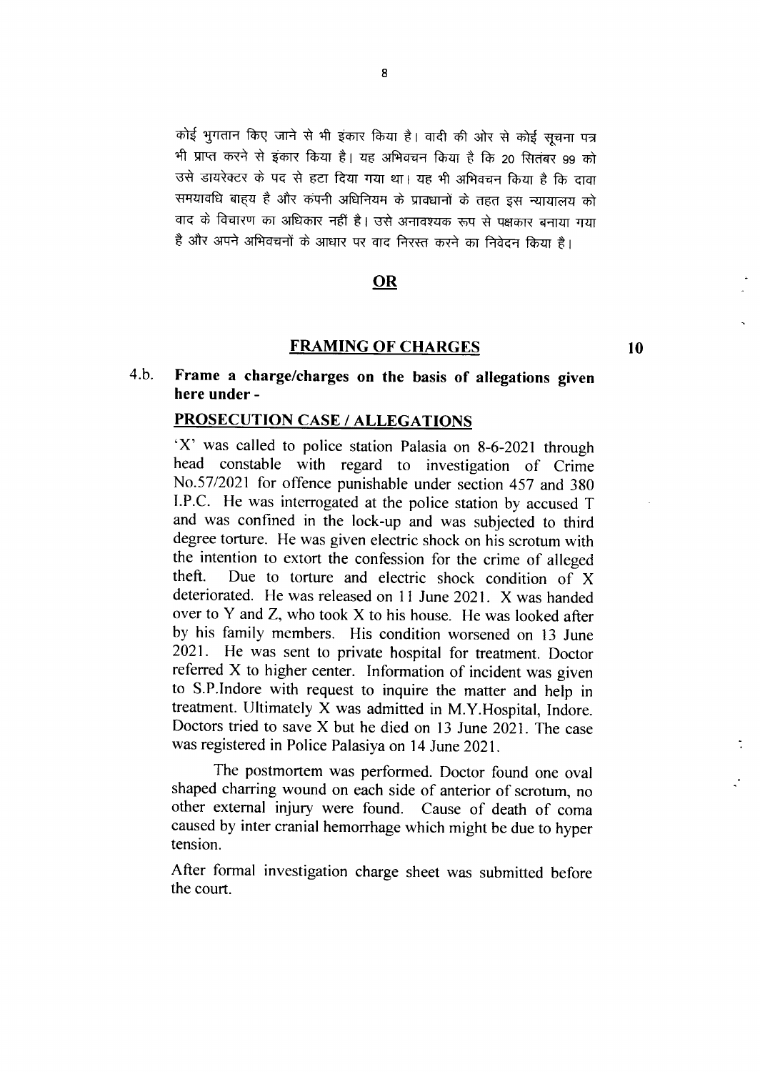कोई भुगतान किए जाने से भी इंकार किया है। वादी की ओर से कोई सूचना पत्र भी प्राप्त करने से इंकार किया है। यह अभिवचन किया है कि 20 सितंबर 99 को उसे डायरेक्टर के पद से हटा दिया गया था। यह भी अभिवचन किया है कि दावा समयावधि बाह्य है और कंपनी अधिनियम के प्रावधानों के तहत इस न्यायालय को वाद के विचारण का अधिकार नहीं है। उसे अनावश्यक रूप से पक्षकार बनाया गया है और अपने अभिवचनों के आधार पर वाद निरस्त करने का निवेदन किया है।

**OR**

## FRAMING OF CHARGES **10**

4.b. **Frame a charge/charges on the basis of allegations given here under -**

### PROSECUTION CASE / ALLEGATIONS

'X' was called to police station Palasia on 8-6-2021 through head constable with regard to investigation of Crime No.57/2021 for offence punishable under section 457 and 380 I.P.C. He was interrogated at the police station by accused T and was confined in the lock-up and was subjected to third degree torture. He was given electric shock on his scrotum with the intention to extort the confession for the crime of alleged theft. Due to torture and electric shock condition of X deteriorated. He was released on 11 June 2021. X was handed over to Y and Z, who took X to his house. He was looked after by his family members. His condition worsened on 13 June 2021. He was sent to private hospital for treatment. Doctor referred X to higher center. Information of incident was given to S.P.Indore with request to inquire the matter and help in treatment. Ultimately X was admitted in M.Y.Hospital, Indore. Doctors tried to save X but he died on 13 June 2021. The case was registered in Police Palasiya on 14 June 2021.

The postmortem was performed. Doctor found one oval shaped charring wound on each side of anterior of scrotum, no other external injury were found. Cause of death of coma caused by inter cranial hemorrhage which might be due to hyper tension.

After formal investigation charge sheet was submitted before the court.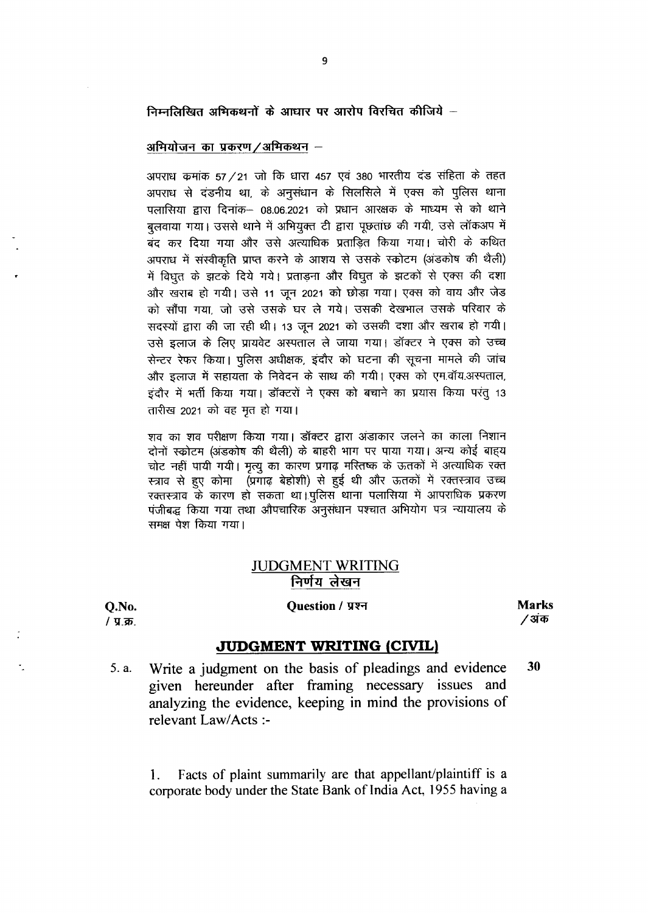**निम्नलिखित अभिकथनों के आधार पर आरोप विरचित कीजिये –**

**अभियोजन का प्रकरण/अभिकथन –**

अपराध क्रमांक 57/21 जो कि धारा 457 एवं 380 भारतीय दंड संहिता के तहत अपराध से दंडनीय था, के अनुसंधान के सिलसिले में एक्स को पुलिस थाना पलासिया द्वारा दिनांक– 08.06.2021 को प्रधान आरक्षक के माध्यम से को थाने बुलवाया गया। उससे थाने में अभियुक्त टी द्वारा पूछतांछ की गयी, उसे लॉकअप में बंद कर दिया गया और उसे अत्याधिक प्रताड़ित किया गया। चोरी के कथित अपराध में संस्वीकृति प्राप्त करने के आशय से उसके स्कोटम (अंडकोष की थैली) में विद्युत के झटके दिये गये। प्रताड़ना और विद्युत के झटकों से एक्स की दशा और खराब हो गयी। उसे 11 जून 2021 को छोड़ा गया। एक्स को वाय और जेड को सौंपा गया, जो उसे उसके घर ले गये। उसकी देखभाल उसके परिवार के सदस्यों द्वारा की जा रही थी। 13 जून 2021 को उसकी दशा और खराब हो गयी। उसे इलाज के लिए प्रायवेट अस्पताल ले जाया गया। डॉक्टर ने एक्स को उच्च सेन्टर रेफर किया। पुलिस अधीक्षक, इंदौर को घटना की सूचना मामले की जांच और इलाज में सहायता के निवेदन के साथ की गयी। एक्स को एम.वॉय.अस्पताल, इंदौर में भर्ती किया गया। डॉक्टरों ने एक्स को बचाने का प्रयास किया परंतु 13 तारीख 2021 को वह मृत हो गया।

शव का शव परीक्षण किया गया। डॉक्टर द्वारा अंडाकार जलने का काला निशान दोनों स्कोटम (अंडकोष की थैली) के बाहरी भाग पर पाया गया। अन्य कोई बाह्य चोट नहीं पायी गयी। मृत्यु का कारण प्रगाढ़ मस्तिष्क के ऊतकों में अत्याधिक रक्त स्त्राव से हुए कोमा (प्रगाढ़ बेहोशी) से हुई थी और ऊतकों में रक्तस्त्राव उच्च रक्तस्त्राव के कारण हो सकता था। पुलिस थाना पलासिया में आपराधिक प्रकरण पंजीबद्ध किया गया तथा औपचारिक अनुसंधान पश्चात अभियोग पत्र न्यायालय के समक्ष पेश किया गया।

## JUDGMENT WRITING
## निर्णय लेखन

| Q.No. / प्र.क्र. | Question / प्रश्न | Marks / अंक |
|---|---|---|

### JUDGMENT WRITING (CIVIL)

5. a. Write a judgment on the basis of pleadings and evidence given hereunder after framing necessary issues and analyzing the evidence, keeping in mind the provisions of relevant Law/Acts :- **30**

1. Facts of plaint summarily are that appellant/plaintiff is a corporate body under the State Bank of India Act, 1955 having a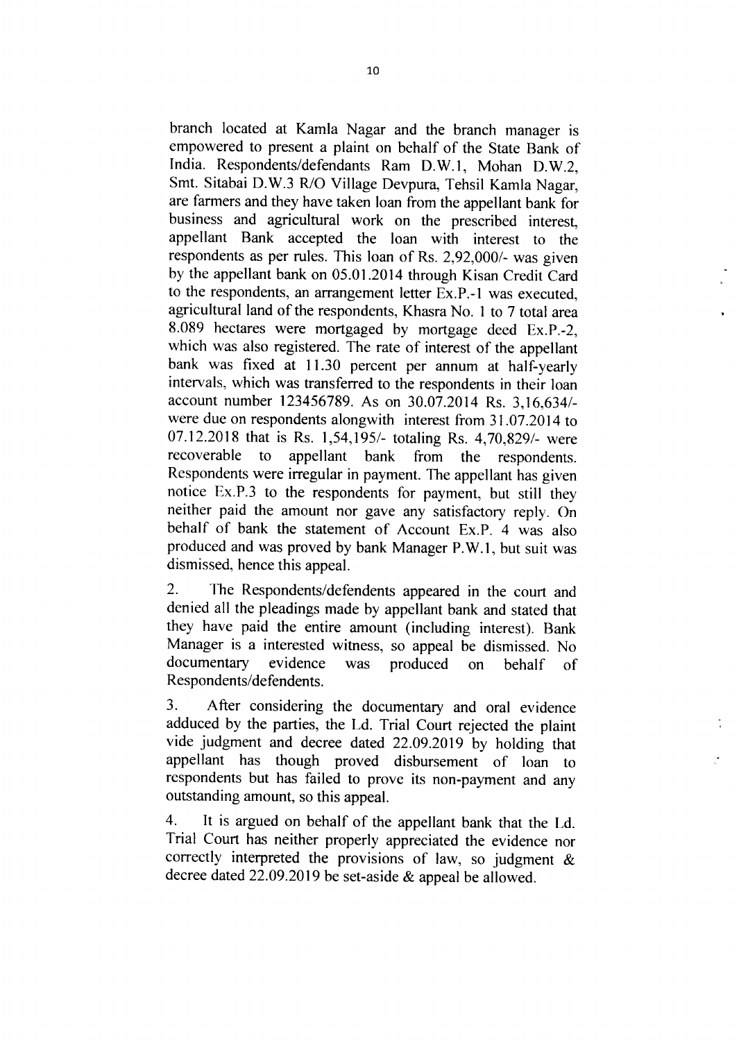branch located at Kamla Nagar and the branch manager is empowered to present a plaint on behalf of the State Bank of India. Respondents/defendants Ram D.W.1, Mohan D.W.2, Smt. Sitabai D.W.3 R/O Village Devpura, Tehsil Kamla Nagar, are farmers and they have taken loan from the appellant bank for business and agricultural work on the prescribed interest, appellant Bank accepted the loan with interest to the respondents as per rules. This loan of Rs. 2,92,000/- was given by the appellant bank on 05.01.2014 through Kisan Credit Card to the respondents, an arrangement letter Ex.P.-1 was executed, agricultural land of the respondents, Khasra No. 1 to 7 total area 8.089 hectares were mortgaged by mortgage deed Ex.P.-2, which was also registered. The rate of interest of the appellant bank was fixed at 11.30 percent per annum at half-yearly intervals, which was transferred to the respondents in their loan account number 123456789. As on 30.07.2014 Rs. 3,16,634/- were due on respondents alongwith interest from 31.07.2014 to 07.12.2018 that is Rs. 1,54,195/- totaling Rs. 4,70,829/- were recoverable to appellant bank from the respondents. Respondents were irregular in payment. The appellant has given notice Ex.P.3 to the respondents for payment, but still they neither paid the amount nor gave any satisfactory reply. On behalf of bank the statement of Account Ex.P. 4 was also produced and was proved by bank Manager P.W.1, but suit was dismissed, hence this appeal.

2. The Respondents/defendents appeared in the court and denied all the pleadings made by appellant bank and stated that they have paid the entire amount (including interest). Bank Manager is a interested witness, so appeal be dismissed. No documentary evidence was produced on behalf of Respondents/defendents.

3. After considering the documentary and oral evidence adduced by the parties, the Ld. Trial Court rejected the plaint vide judgment and decree dated 22.09.2019 by holding that appellant has though proved disbursement of loan to respondents but has failed to prove its non-payment and any outstanding amount, so this appeal.

4. It is argued on behalf of the appellant bank that the Ld. Trial Court has neither properly appreciated the evidence nor correctly interpreted the provisions of law, so judgment & decree dated 22.09.2019 be set-aside & appeal be allowed.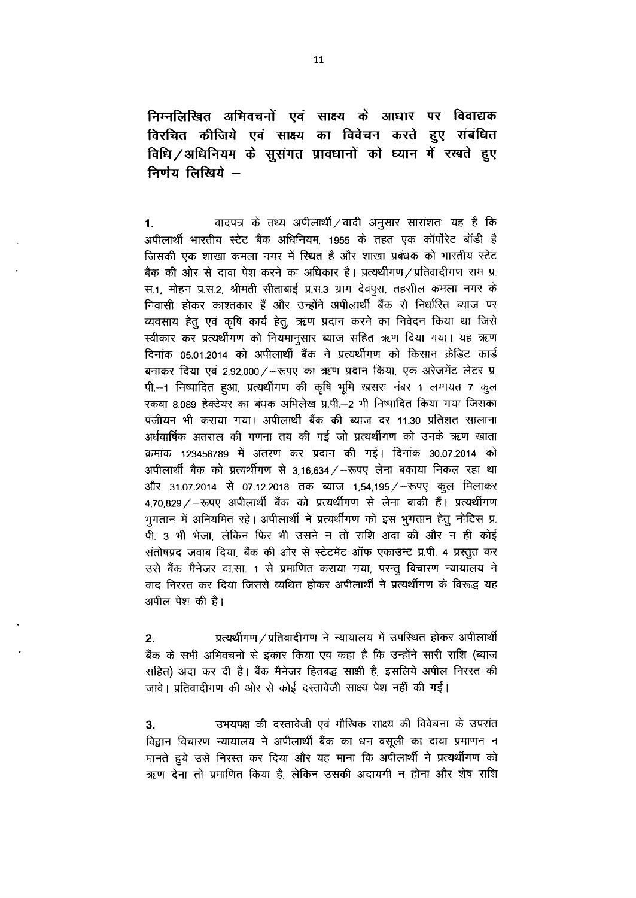**निम्नलिखित अभिवचनों एवं साक्ष्य के आधार पर विवाद्यक विरचित कीजिये एवं साक्ष्य का विवेचन करते हुए संबंधित विधि/अधिनियम के सुसंगत प्रावधानों को ध्यान में रखते हुए निर्णय लिखिये –**

1. वादपत्र के तथ्य अपीलार्थी/वादी अनुसार सारांशतः यह है कि अपीलार्थी भारतीय स्टेट बैंक अधिनियम, 1955 के तहत एक कॉर्पोरेट बॉडी है जिसकी एक शाखा कमला नगर में स्थित है और शाखा प्रबंधक को भारतीय स्टेट बैंक की ओर से दावा पेश करने का अधिकार है। प्रत्यर्थीगण/प्रतिवादीगण राम प्र.स.1, मोहन प्र.स.2, श्रीमती सीताबाई प्र.स.3 ग्राम देवपुरा, तहसील कमला नगर के निवासी होकर काश्तकार हैं और उन्होंने अपीलार्थी बैंक से निर्धारित ब्याज पर व्यवसाय हेतु एवं कृषि कार्य हेतु, ऋण प्रदान करने का निवेदन किया था जिसे स्वीकार कर प्रत्यर्थीगण को नियमानुसार ब्याज सहित ऋण दिया गया। यह ऋण दिनांक 05.01.2014 को अपीलार्थी बैंक ने प्रत्यर्थीगण को किसान क्रेडिट कार्ड बनाकर दिया एवं 2,92,000/–रूपए का ऋण प्रदान किया, एक अरेजमेंट लेटर प्र.पी.–1 निष्पादित हुआ, प्रत्यर्थीगण की कृषि भूमि खसरा नंबर 1 लगायत 7 कुल रकबा 8.089 हेक्टेयर का बंधक अभिलेख प्र.पी.–2 भी निष्पादित किया गया जिसका पंजीयन भी कराया गया। अपीलार्थी बैंक की ब्याज दर 11.30 प्रतिशत सालाना अर्धवार्षिक अंतराल की गणना तय की गई जो प्रत्यर्थीगण को उनके ऋण खाता क्रमांक 123456789 में अंतरण कर प्रदान की गई। दिनांक 30.07.2014 को अपीलार्थी बैंक को प्रत्यर्थीगण से 3,16,634/–रूपए लेना बकाया निकल रहा था और 31.07.2014 से 07.12.2018 तक ब्याज 1,54,195/–रूपए कुल मिलाकर 4,70,829/–रूपए अपीलार्थी बैंक को प्रत्यर्थीगण से लेना बाकी हैं। प्रत्यर्थीगण भुगतान में अनियमित रहे। अपीलार्थी ने प्रत्यर्थीगण को इस भुगतान हेतु नोटिस प्र.पी. 3 भी भेजा, लेकिन फिर भी उसने न तो राशि अदा की और न ही कोई संतोषप्रद जवाब दिया, बैंक की ओर से स्टेटमेंट ऑफ एकाउन्ट प्र.पी. 4 प्रस्तुत कर उसे बैंक मैनेजर वा.सा. 1 से प्रमाणित कराया गया, परन्तु विचारण न्यायालय ने वाद निरस्त कर दिया जिससे व्यथित होकर अपीलार्थी ने प्रत्यर्थीगण के विरूद्ध यह अपील पेश की है।

2. प्रत्यर्थीगण/प्रतिवादीगण ने न्यायालय में उपस्थित होकर अपीलार्थी बैंक के सभी अभिवचनों से इंकार किया एवं कहा है कि उन्होंने सारी राशि (ब्याज सहित) अदा कर दी है। बैंक मैनेजर हितबद्ध साक्षी है, इसलिये अपील निरस्त की जावे। प्रतिवादीगण की ओर से कोई दस्तावेजी साक्ष्य पेश नहीं की गई।

3. उभयपक्ष की दस्तावेजी एवं मौखिक साक्ष्य की विवेचना के उपरांत विद्वान विचारण न्यायालय ने अपीलार्थी बैंक का धन वसूली का दावा प्रमाणन न मानते हुये उसे निरस्त कर दिया और यह माना कि अपीलार्थी ने प्रत्यर्थीगण को ऋण देना तो प्रमाणित किया है, लेकिन उसकी अदायगी न होना और शेष राशि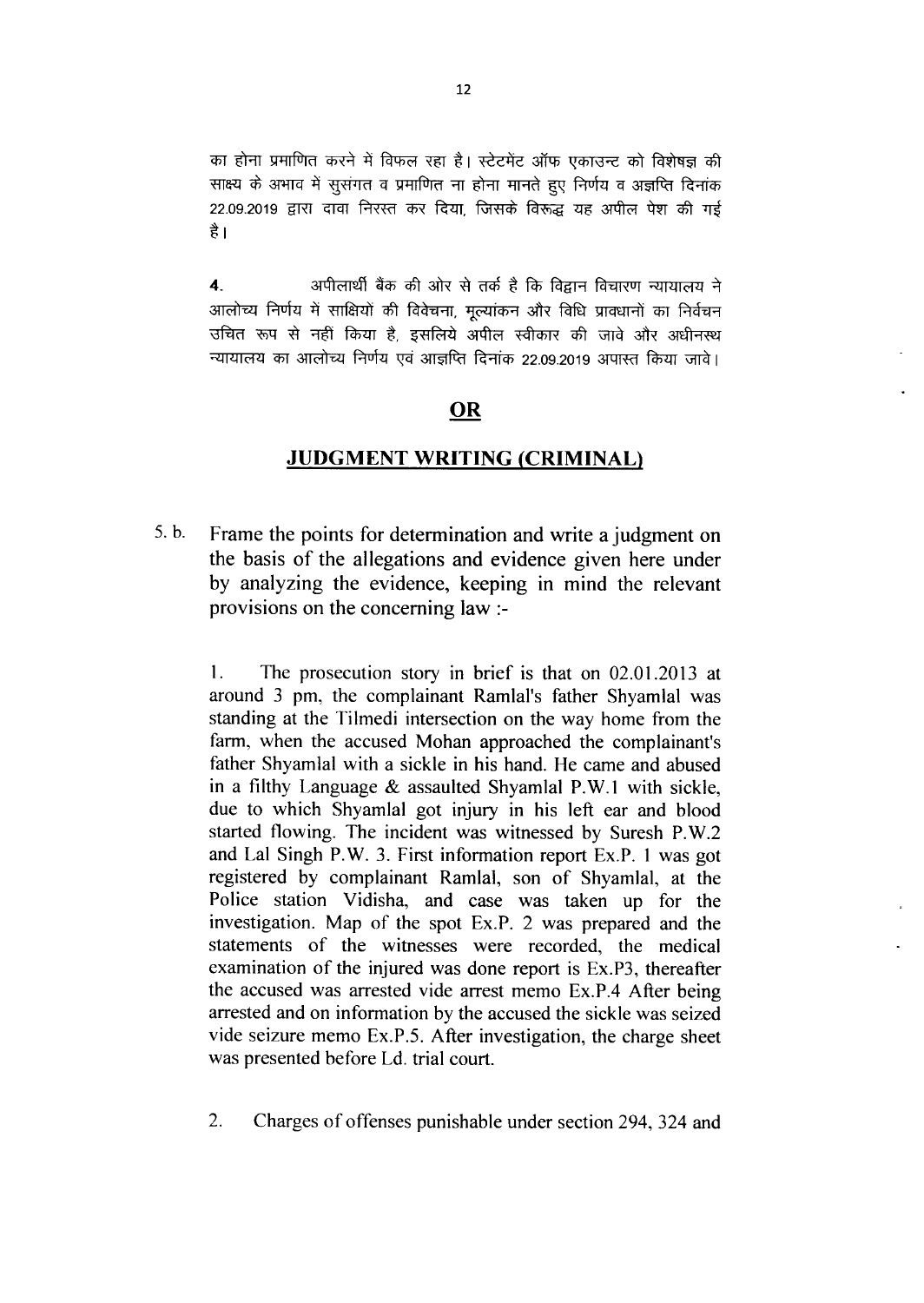का होना प्रमाणित करने में विफल रहा है। स्टेटमेंट ऑफ एकाउन्ट को विशेषज्ञ की साक्ष्य के अभाव में सुसंगत व प्रमाणित ना होना मानते हुए निर्णय व अज्ञप्ति दिनांक 22.09.2019 द्वारा दावा निरस्त कर दिया, जिसके विरूद्व यह अपील पेश की गई है।

**4.** अपीलार्थी बैंक की ओर से तर्क है कि विद्वान विचारण न्यायालय ने आलोच्य निर्णय में साक्षियों की विवेचना, मूल्यांकन और विधि प्रावधानों का निर्वचन उचित रूप से नहीं किया है, इसलिये अपील स्वीकार की जावे और अधीनस्थ न्यायालय का आलोच्य निर्णय एवं आज्ञप्ति दिनांक 22.09.2019 अपास्त किया जावे।

## OR

## JUDGMENT WRITING (CRIMINAL)

5. b. Frame the points for determination and write a judgment on the basis of the allegations and evidence given here under by analyzing the evidence, keeping in mind the relevant provisions on the concerning law :-

1. The prosecution story in brief is that on 02.01.2013 at around 3 pm, the complainant Ramlal's father Shyamlal was standing at the Tilmedi intersection on the way home from the farm, when the accused Mohan approached the complainant's father Shyamlal with a sickle in his hand. He came and abused in a filthy Language & assaulted Shyamlal P.W.1 with sickle, due to which Shyamlal got injury in his left ear and blood started flowing. The incident was witnessed by Suresh P.W.2 and Lal Singh P.W. 3. First information report Ex.P. 1 was got registered by complainant Ramlal, son of Shyamlal, at the Police station Vidisha, and case was taken up for the investigation. Map of the spot Ex.P. 2 was prepared and the statements of the witnesses were recorded, the medical examination of the injured was done report is Ex.P3, thereafter the accused was arrested vide arrest memo Ex.P.4 After being arrested and on information by the accused the sickle was seized vide seizure memo Ex.P.5. After investigation, the charge sheet was presented before Ld. trial court.

2. Charges of offenses punishable under section 294, 324 and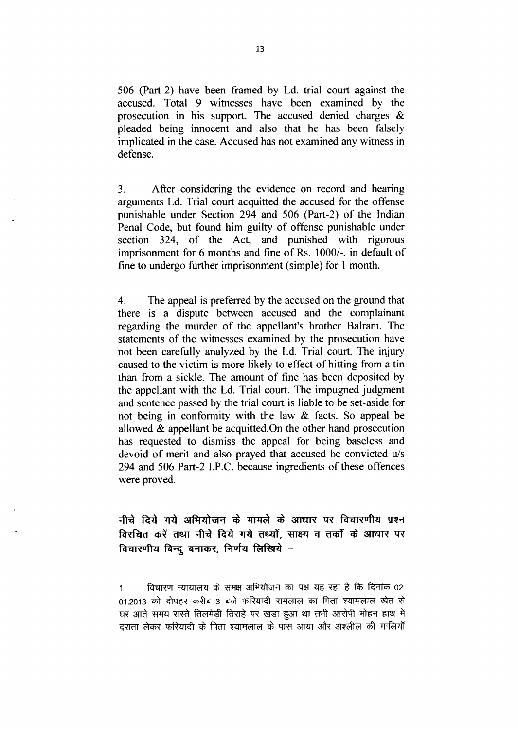506 (Part-2) have been framed by Ld. trial court against the accused. Total 9 witnesses have been examined by the prosecution in his support. The accused denied charges & pleaded being innocent and also that he has been falsely implicated in the case. Accused has not examined any witness in defense.

3. After considering the evidence on record and hearing arguments Ld. Trial court acquitted the accused for the offense punishable under Section 294 and 506 (Part-2) of the Indian Penal Code, but found him guilty of offense punishable under section 324, of the Act, and punished with rigorous imprisonment for 6 months and fine of Rs. 1000/-, in default of fine to undergo further imprisonment (simple) for 1 month.

4. The appeal is preferred by the accused on the ground that there is a dispute between accused and the complainant regarding the murder of the appellant's brother Balram. The statements of the witnesses examined by the prosecution have not been carefully analyzed by the Ld. Trial court. The injury caused to the victim is more likely to effect of hitting from a tin than from a sickle. The amount of fine has been deposited by the appellant with the Ld. Trial court. The impugned judgment and sentence passed by the trial court is liable to be set-aside for not being in conformity with the law & facts. So appeal be allowed & appellant be acquitted.On the other hand prosecution has requested to dismiss the appeal for being baseless and devoid of merit and also prayed that accused be convicted u/s 294 and 506 Part-2 I.P.C. because ingredients of these offences were proved.

**नीचे दिये गये अभियोजन के मामले के आधार पर विचारणीय प्रश्न विरचित करें तथा नीचे दिये गये तथ्यों, साक्ष्य व तर्कों के आधार पर विचारणीय बिन्दु बनाकर, निर्णय लिखिये –**

1. विचारण न्यायालय के समक्ष अभियोजन का पक्ष यह रहा है कि दिनांक 02.01.2013 को दोपहर करीब 3 बजे फरियादी रामलाल का पिता श्यामलाल खेत से घर आते समय रास्ते तिलमेड़ी तिराहे पर खड़ा हुआ था तभी आरोपी मोहन हाथ में दराता लेकर फरियादी के पिता श्यामलाल के पास आया और अश्लील की गालियाँ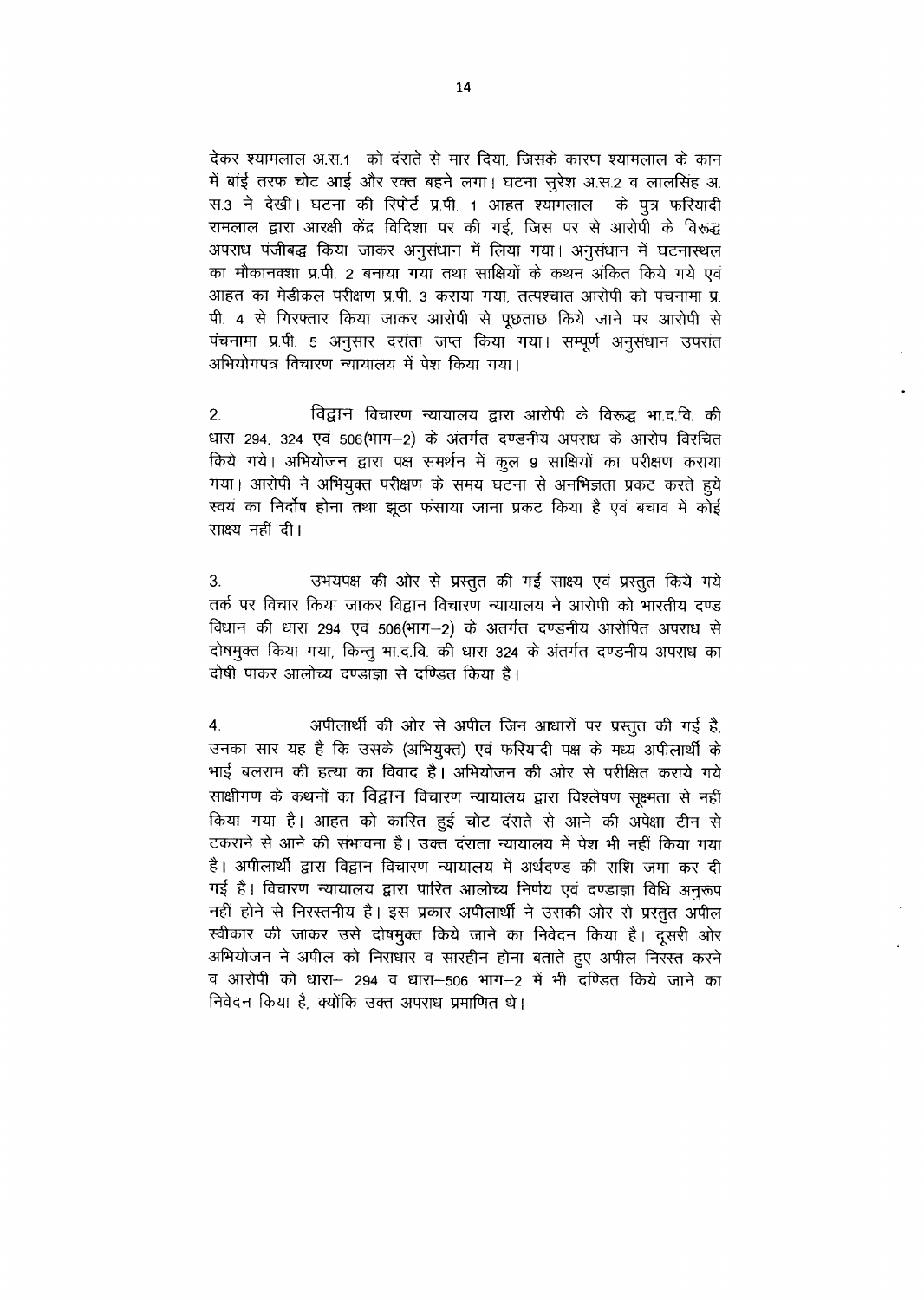देकर श्यामलाल अ.स.1 को दरांते से मार दिया, जिसके कारण श्यामलाल के कान में बांई तरफ चोट आई और रक्त बहने लगा। घटना सुरेश अ.स.2 व लालसिंह अ. स.3 ने देखी। घटना की रिपोर्ट प्र.पी. 1 आहत श्यामलाल के पुत्र फरियादी रामलाल द्वारा आरक्षी केंद्र विदिशा पर की गई, जिस पर से आरोपी के विरूद्ध अपराध पंजीबद्ध किया जाकर अनुसंधान में लिया गया। अनुसंधान में घटनास्थल का मौकानक्शा प्र.पी. 2 बनाया गया तथा साक्षियों के कथन अंकित किये गये एवं आहत का मेडीकल परीक्षण प्र.पी. 3 कराया गया, तत्पश्चात आरोपी को पंचनामा प्र. पी. 4 से गिरफ्तार किया जाकर आरोपी से पूछताछ किये जाने पर आरोपी से पंचनामा प्र.पी. 5 अनुसार दरांता जप्त किया गया। सम्पूर्ण अनुसंधान उपरांत अभियोगपत्र विचारण न्यायालय में पेश किया गया।

2. विद्वान विचारण न्यायालय द्वारा आरोपी के विरूद्ध भा.द.वि. की धारा 294, 324 एवं 506(भाग–2) के अंतर्गत दण्डनीय अपराध के आरोप विरचित किये गये। अभियोजन द्वारा पक्ष समर्थन में कुल 9 साक्षियों का परीक्षण कराया गया। आरोपी ने अभियुक्त परीक्षण के समय घटना से अनभिज्ञता प्रकट करते हुये स्वयं का निर्दोष होना तथा झूठा फंसाया जाना प्रकट किया है एवं बचाव में कोई साक्ष्य नहीं दी।

3. उभयपक्ष की ओर से प्रस्तुत की गई साक्ष्य एवं प्रस्तुत किये गये तर्क पर विचार किया जाकर विद्वान विचारण न्यायालय ने आरोपी को भारतीय दण्ड विधान की धारा 294 एवं 506(भाग–2) के अंतर्गत दण्डनीय आरोपित अपराध से दोषमुक्त किया गया, किन्तु भा.द.वि. की धारा 324 के अंतर्गत दण्डनीय अपराध का दोषी पाकर आलोच्य दण्डाज्ञा से दण्डित किया है।

4. अपीलार्थी की ओर से अपील जिन आधारों पर प्रस्तुत की गई है, उनका सार यह है कि उसके (अभियुक्त) एवं फरियादी पक्ष के मध्य अपीलार्थी के भाई बलराम की हत्या का विवाद है। अभियोजन की ओर से परीक्षित कराये गये साक्षीगण के कथनो का विद्वान विचारण न्यायालय द्वारा विश्लेषण सूक्ष्मता से नहीं किया गया है। आहत को कारित हुई चोट दरांते से आने की अपेक्षा टीन से टकराने से आने की संभावना है। उक्त दरांता न्यायालय में पेश भी नहीं किया गया है। अपीलार्थी द्वारा विद्वान विचारण न्यायालय में अर्थदण्ड की राशि जमा कर दी गई है। विचारण न्यायालय द्वारा पारित आलोच्य निर्णय एवं दण्डाज्ञा विधि अनुरूप नहीं होने से निरस्तनीय है। इस प्रकार अपीलार्थी ने उसकी ओर से प्रस्तुत अपील स्वीकार की जाकर उसे दोषमुक्त किये जाने का निवेदन किया है। दूसरी ओर अभियोजन ने अपील को निराधार व सारहीन होना बताते हुए अपील निरस्त करने व आरोपी को धारा– 294 व धारा–506 भाग–2 में भी दण्डित किये जाने का निवेदन किया है, क्योंकि उक्त अपराध प्रमाणित थे।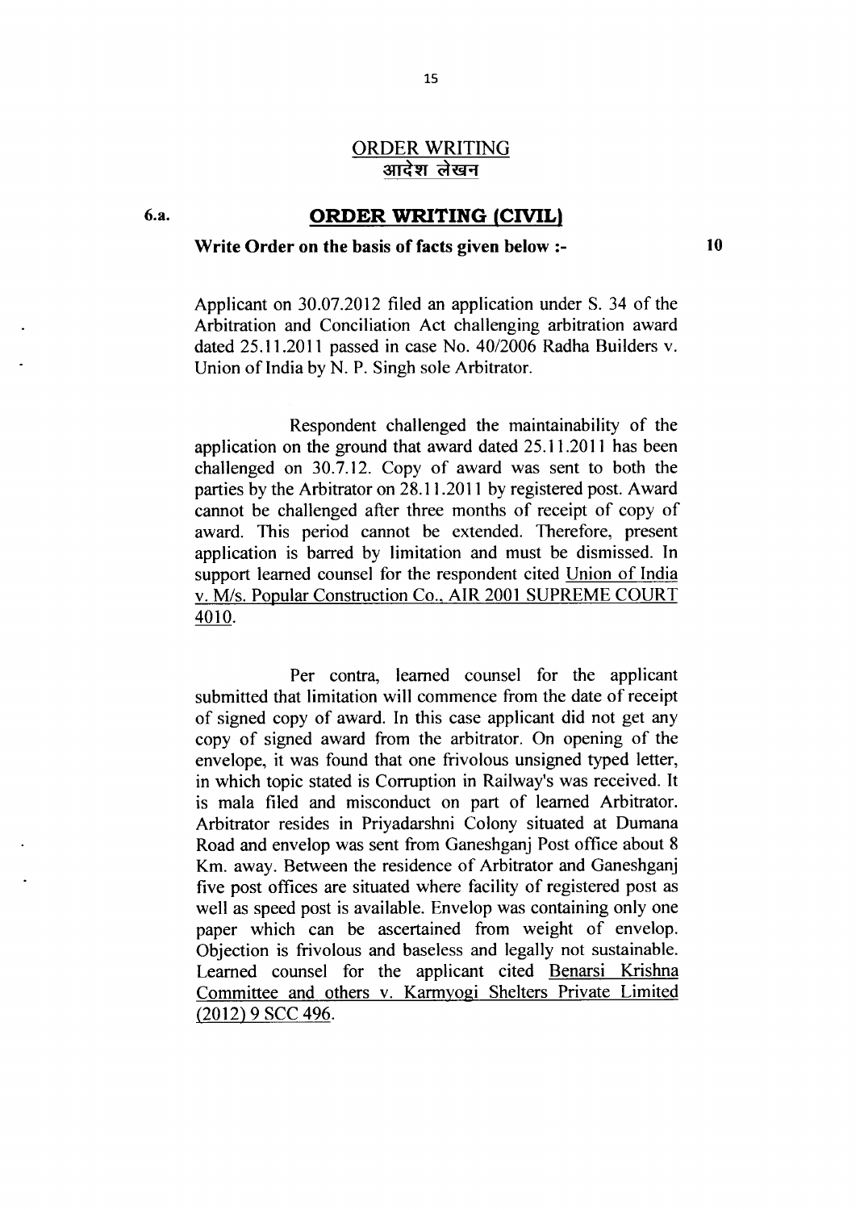## ORDER WRITING
## आदेश लेखन

### 6.a. ORDER WRITING (CIVIL)

**Write Order on the basis of facts given below :-** **10**

Applicant on 30.07.2012 filed an application under S. 34 of the Arbitration and Conciliation Act challenging arbitration award dated 25.11.2011 passed in case No. 40/2006 Radha Builders v. Union of India by N. P. Singh sole Arbitrator.

Respondent challenged the maintainability of the application on the ground that award dated 25.11.2011 has been challenged on 30.7.12. Copy of award was sent to both the parties by the Arbitrator on 28.11.2011 by registered post. Award cannot be challenged after three months of receipt of copy of award. This period cannot be extended. Therefore, present application is barred by limitation and must be dismissed. In support learned counsel for the respondent cited Union of India v. M/s. Popular Construction Co., AIR 2001 SUPREME COURT 4010.

Per contra, learned counsel for the applicant submitted that limitation will commence from the date of receipt of signed copy of award. In this case applicant did not get any copy of signed award from the arbitrator. On opening of the envelope, it was found that one frivolous unsigned typed letter, in which topic stated is Corruption in Railway's was received. It is mala filed and misconduct on part of learned Arbitrator. Arbitrator resides in Priyadarshni Colony situated at Dumana Road and envelop was sent from Ganeshganj Post office about 8 Km. away. Between the residence of Arbitrator and Ganeshganj five post offices are situated where facility of registered post as well as speed post is available. Envelop was containing only one paper which can be ascertained from weight of envelop. Objection is frivolous and baseless and legally not sustainable. Learned counsel for the applicant cited Benarsi Krishna Committee and others v. Karmyogi Shelters Private Limited (2012) 9 SCC 496.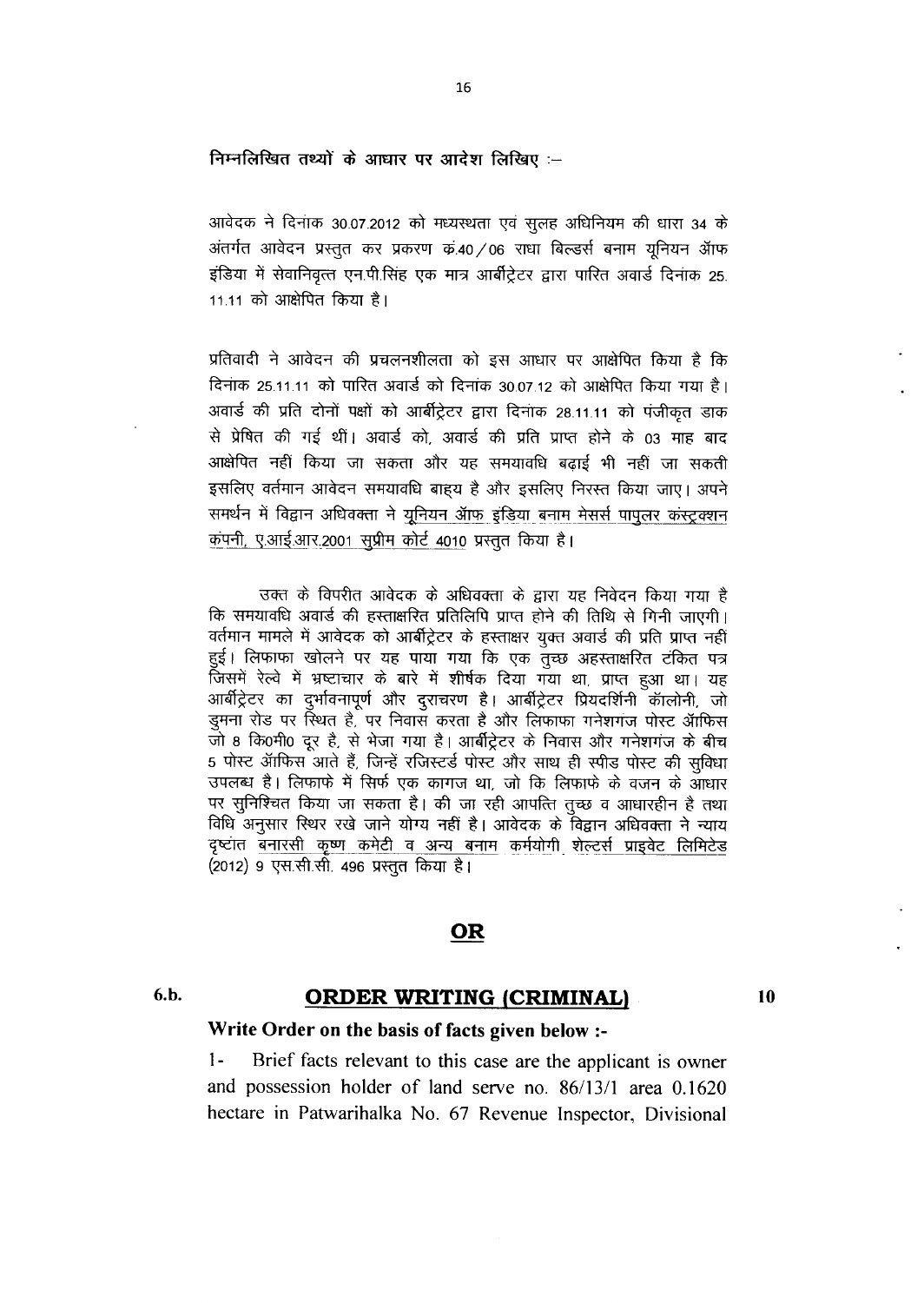**निम्नलिखित तथ्यों के आधार पर आदेश लिखिए :–**

आवेदक ने दिनांक 30.07.2012 को मध्यस्थता एवं सुलह अधिनियम की धारा 34 के अंतर्गत आवेदन प्रस्तुत कर प्रकरण क्र.40/06 राधा बिल्डर्स बनाम यूनियन ऑफ इंडिया में सेवानिवृत्त एन.पी.सिंह एक मात्र आर्बीट्रेटर द्वारा पारित अवार्ड दिनांक 25.11.11 को आक्षेपित किया है।

प्रतिवादी ने आवेदन की प्रचलनशीलता को इस आधार पर आक्षेपित किया है कि दिनांक 25.11.11 को पारित अवार्ड को दिनांक 30.07.12 को आक्षेपित किया गया है। अवार्ड की प्रति दोनों पक्षों को आर्बीट्रेटर द्वारा दिनांक 28.11.11 को पंजीकृत डाक से प्रेषित की गई थीं। अवार्ड को, अवार्ड की प्रति प्राप्त होने के 03 माह बाद आक्षेपित नहीं किया जा सकता और यह समयावधि बढ़ाई भी नहीं जा सकती इसलिए वर्तमान आवेदन समयावधि बाह्य है और इसलिए निरस्त किया जाए। अपने समर्थन में विद्वान अधिवक्ता ने <u>यूनियन ऑफ इंडिया बनाम मेसर्स पापुलर कंस्ट्रक्शन कंपनी, ए.आई.आर.2001 सुप्रीम कोर्ट 4010</u> प्रस्तुत किया है।

उक्त के विपरीत आवेदक के अधिवक्ता के द्वारा यह निवेदन किया गया है कि समयावधि अवार्ड की हस्ताक्षरित प्रतिलिपि प्राप्त होने की तिथि से गिनी जाएगी। वर्तमान मामले में आवेदक को आर्बीट्रेटर के हस्ताक्षर युक्त अवार्ड की प्रति प्राप्त नहीं हुई। लिफाफा खोलने पर यह पाया गया कि एक तुच्छ अहस्ताक्षरित टंकित पत्र जिसमें रेल्वे में भ्रष्टाचार के बारे में शीर्षक दिया गया था, प्राप्त हुआ था। यह आर्बीट्रेटर का दुर्भावनापूर्ण और दुराचरण है। आर्बीट्रेटर प्रियदर्शिनी कॉलोनी, जो डुमना रोड पर स्थित है, पर निवास करता है और लिफाफा गनेशगंज पोस्ट ऑफिस जो 8 कि0मी0 दूर है, से भेजा गया है। आर्बीट्रेटर के निवास और गनेशगंज के बीच 5 पोस्ट ऑफिस आते हैं, जिन्हें रजिस्टर्ड पोस्ट और साथ ही स्पीड पोस्ट की सुविधा उपलब्ध है। लिफाफे में सिर्फ एक कागज था, जो कि लिफाफे के वजन के आधार पर सुनिश्चित किया जा सकता है। की जा रही आपत्ति तुच्छ व आधारहीन है तथा विधि अनुसार स्थिर रखे जाने योग्य नहीं है। आवेदक के विद्वान अधिवक्ता ने न्याय दृष्टांत <u>बनारसी कृष्ण कमेटी व अन्य बनाम कर्मयोगी शेल्टर्स प्राइवेट लिमिटेड</u> (2012) 9 एस.सी.सी. 496 प्रस्तुत किया है।

## OR

**6.b.** **ORDER WRITING (CRIMINAL)** **10**

**Write Order on the basis of facts given below :-**

1- Brief facts relevant to this case are the applicant is owner and possession holder of land serve no. 86/13/1 area 0.1620 hectare in Patwarihalka No. 67 Revenue Inspector, Divisional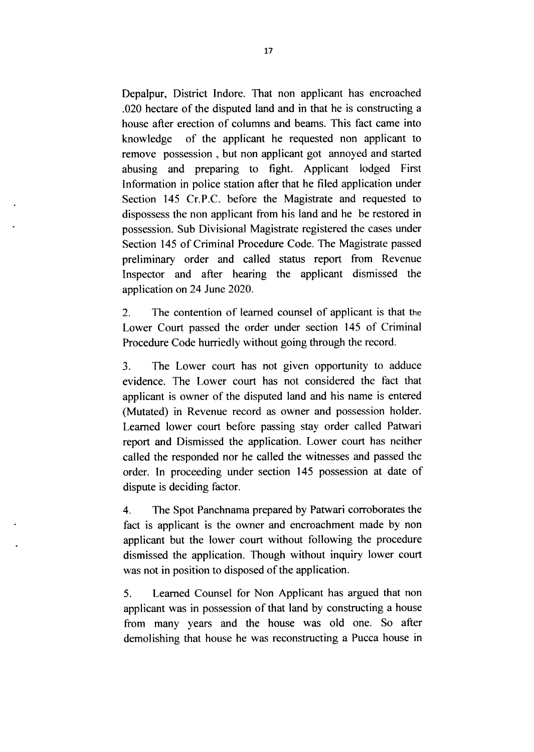Depalpur, District Indore. That non applicant has encroached .020 hectare of the disputed land and in that he is constructing a house after erection of columns and beams. This fact came into knowledge of the applicant he requested non applicant to remove possession , but non applicant got annoyed and started abusing and preparing to fight. Applicant lodged First Information in police station after that he filed application under Section 145 Cr.P.C. before the Magistrate and requested to dispossess the non applicant from his land and he be restored in possession. Sub Divisional Magistrate registered the cases under Section 145 of Criminal Procedure Code. The Magistrate passed preliminary order and called status report from Revenue Inspector and after hearing the applicant dismissed the application on 24 June 2020.

2. The contention of learned counsel of applicant is that the Lower Court passed the order under section 145 of Criminal Procedure Code hurriedly without going through the record.

3. The Lower court has not given opportunity to adduce evidence. The Lower court has not considered the fact that applicant is owner of the disputed land and his name is entered (Mutated) in Revenue record as owner and possession holder. Learned lower court before passing stay order called Patwari report and Dismissed the application. Lower court has neither called the responded nor he called the witnesses and passed the order. In proceeding under section 145 possession at date of dispute is deciding factor.

4. The Spot Panchnama prepared by Patwari corroborates the fact is applicant is the owner and encroachment made by non applicant but the lower court without following the procedure dismissed the application. Though without inquiry lower court was not in position to disposed of the application.

5. Learned Counsel for Non Applicant has argued that non applicant was in possession of that land by constructing a house from many years and the house was old one. So after demolishing that house he was reconstructing a Pucca house in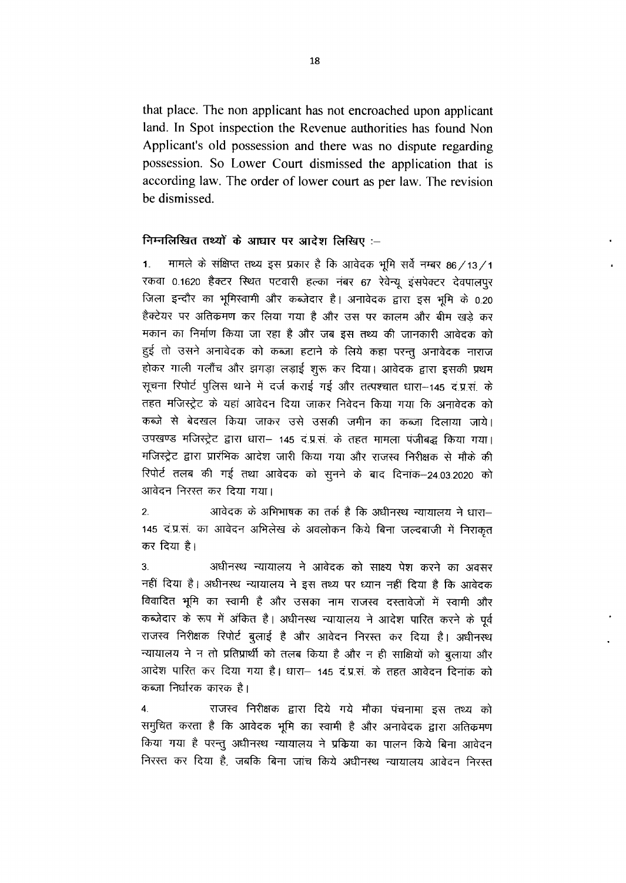that place. The non applicant has not encroached upon applicant land. In Spot inspection the Revenue authorities has found Non Applicant's old possession and there was no dispute regarding possession. So Lower Court dismissed the application that is according law. The order of lower court as per law. The revision be dismissed.

**निम्नलिखित तथ्यों के आधार पर आदेश लिखिए :–**

1. मामले के संक्षिप्त तथ्य इस प्रकार है कि आवेदक भूमि सर्वे नम्बर 86/13/1 रकबा 0.1620 हैक्टर स्थित पटवारी हल्का नंबर 67 रेवेन्यू इंसपेक्टर देवपालपुर जिला इन्दौर का भूमिस्वामी और कब्जेदार है। अनावेदक द्वारा इस भूमि के 0.20 हैक्टेयर पर अतिक्रमण कर लिया गया है और उस पर कालम और बीम खड़े कर मकान का निर्माण किया जा रहा है और जब इस तथ्य की जानकारी आवेदक को हुई तो उसने अनावेदक को कब्जा हटाने के लिये कहा परन्तु अनावेदक नाराज होकर गाली गलौंच और झगड़ा लड़ाई शुरू कर दिया। आवेदक द्वारा इसकी प्रथम सूचना रिपोर्ट पुलिस थाने में दर्ज कराई गई और तत्पश्चात धारा–145 दं.प्र.सं. के तहत मजिस्ट्रेट के यहां आवेदन दिया जाकर निवेदन किया गया कि अनावेदक को कब्जे से बेदखल किया जाकर उसे उसकी जमीन का कब्जा दिलाया जाये। उपखण्ड मजिस्ट्रेट द्वारा धारा– 145 दं.प्र.सं. के तहत मामला पंजीबद्ध किया गया। मजिस्ट्रेट द्वारा प्रारंभिक आदेश जारी किया गया और राजस्व निरीक्षक से मौके की रिपोर्ट तलब की गई तथा आवेदक को सुनने के बाद दिनांक–24.03.2020 को आवेदन निरस्त कर दिया गया।

2. आवेदक के अभिभाषक का तर्क है कि अधीनस्थ न्यायालय ने धारा– 145 दं.प्र.सं. का आवेदन अभिलेख के अवलोकन किये बिना जल्दबाजी में निराकृत कर दिया है।

3. अधीनस्थ न्यायालय ने आवेदक को साक्ष्य पेश करने का अवसर नहीं दिया है। अधीनस्थ न्यायालय ने इस तथ्य पर ध्यान नहीं दिया है कि आवेदक विवादित भूमि का स्वामी है और उसका नाम राजस्व दस्तावेजों में स्वामी और कब्जेदार के रूप में अंकित है। अधीनस्थ न्यायालय ने आदेश पारित करने के पूर्व राजस्व निरीक्षक रिपोर्ट बुलाई है और आवेदन निरस्त कर दिया है। अधीनस्थ न्यायालय ने न तो प्रतिप्रार्थी को तलब किया है और न ही साक्षियों को बुलाया और आदेश पारित कर दिया गया है। धारा– 145 दं.प्र.सं. के तहत आवेदन दिनांक को कब्जा निर्धारक कारक है।

4. राजस्व निरीक्षक द्वारा दिये गये मौका पंचनामा इस तथ्य को समुचित करता है कि आवेदक भूमि का स्वामी है और अनावेदक द्वारा अतिक्रमण किया गया है परन्तु अधीनस्थ न्यायालय ने प्रकिया का पालन किये बिना आवेदन निरस्त कर दिया है, जबकि बिना जांच किये अधीनस्थ न्यायालय आवेदन निरस्त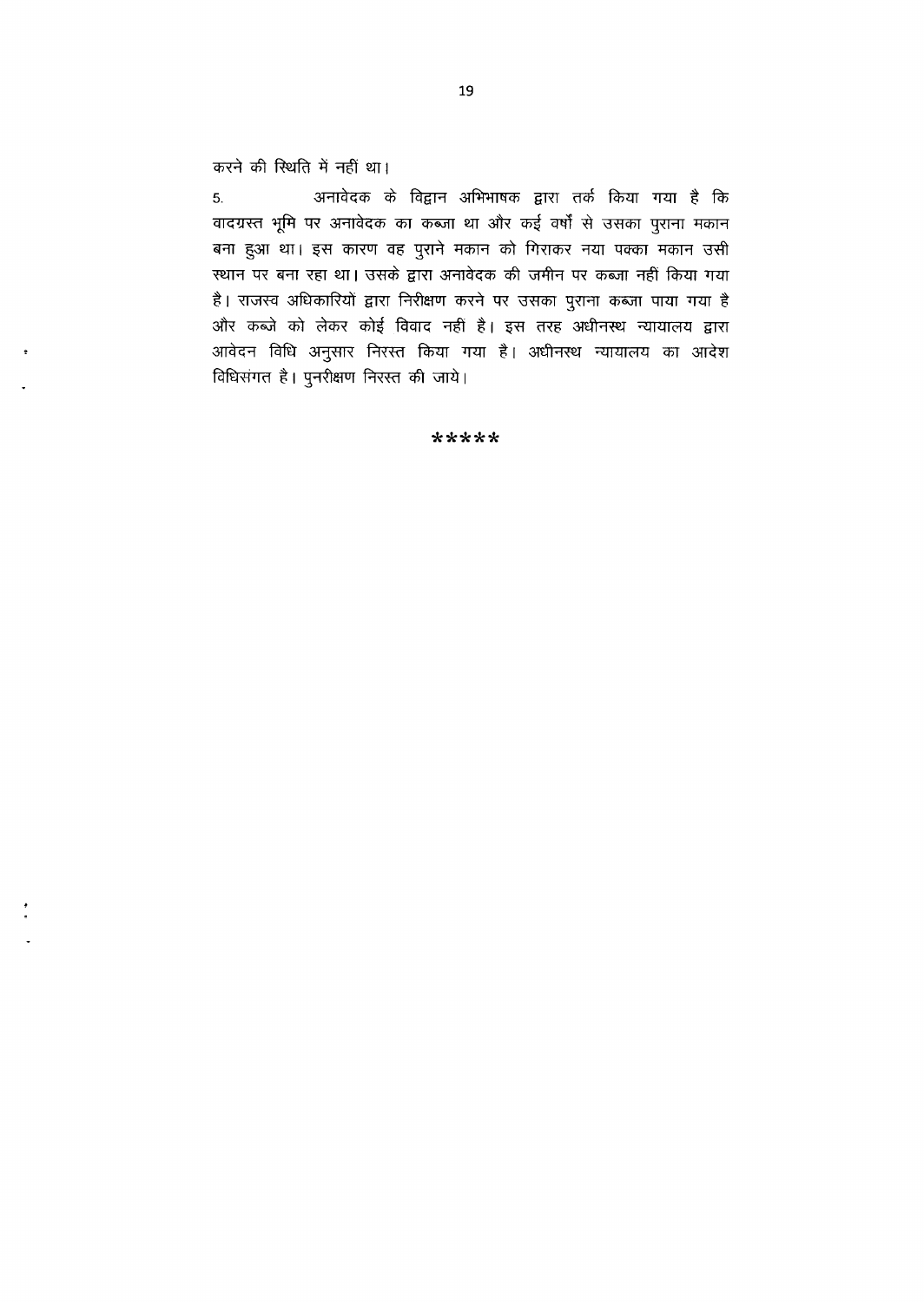करने की स्थिति में नहीं था।

5. अनावेदक के विद्वान अभिभाषक द्वारा तर्क किया गया है कि वादग्रस्त भूमि पर अनावेदक का कब्जा था और कई वर्षों से उसका पुराना मकान बना हुआ था। इस कारण वह पुराने मकान को गिराकर नया पक्का मकान उसी स्थान पर बना रहा था। उसके द्वारा अनावेदक की जमीन पर कब्जा नहीं किया गया है। राजस्व अधिकारियों द्वारा निरीक्षण करने पर उसका पुराना कब्जा पाया गया है और कब्जे को लेकर कोई विवाद नहीं है। इस तरह अधीनस्थ न्यायालय द्वारा आवेदन विधि अनुसार निरस्त किया गया है। अधीनस्थ न्यायालय का आदेश विधिसंगत है। पुनरीक्षण निरस्त की जाये।

*****